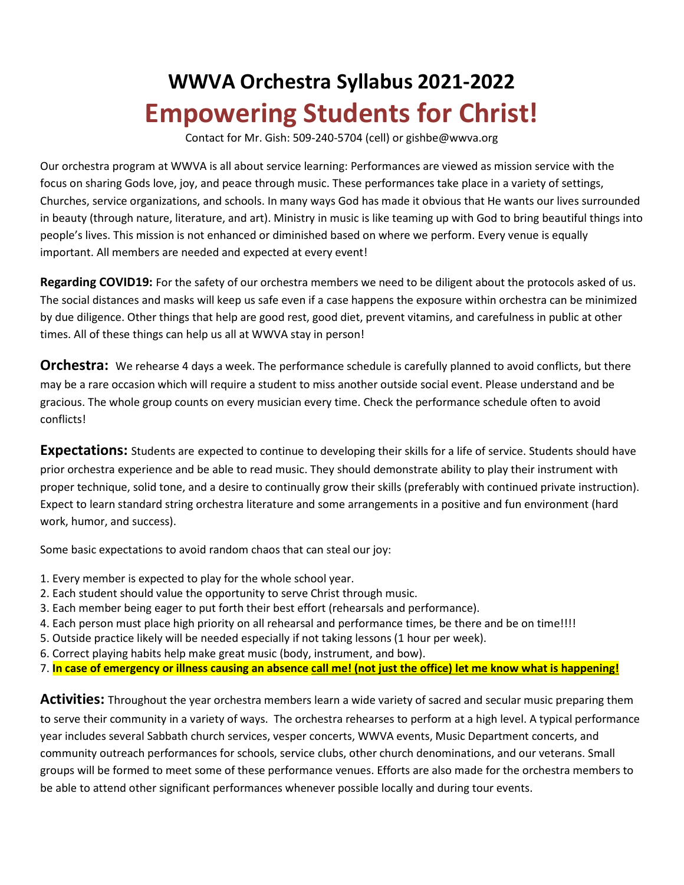# WWVA Orchestra Syllabus 2021-2022

# Empowering Students for Christ!

Contact for Mr. Gish: 509-240-5704 (cell) or gishbe@wwva.org

Our orchestra program at WWVA is all about service learning: Performances are viewed as mission service with the focus on sharing Gods love, joy, and peace through music. These performances take place in a variety of settings, Churches, service organizations, and schools. In many ways God has made it obvious that He wants our lives surrounded in beauty (through nature, literature, and art). Ministry in music is like teaming up with God to bring beautiful things into people's lives. This mission is not enhanced or diminished based on where we perform. Every venue is equally important. All members are needed and expected at every event!

**Regarding COVID19:** For the safety of our orchestra members we need to be diligent about the protocols asked of us. The social distances and masks will keep us safe even if a case happens the exposure within orchestra can be minimized by due diligence. Other things that help are good rest, good diet, prevent vitamins, and carefulness in public at other times. All of these things can help us all at WWVA stay in person!

**Orchestra:** We rehearse 4 days a week. The performance schedule is carefully planned to avoid conflicts, but there may be a rare occasion which will require a student to miss another outside social event. Please understand and be gracious. The whole group counts on every musician every time. Check the performance schedule often to avoid conflicts!

**Expectations:** Students are expected to continue to developing their skills for a life of service. Students should have prior orchestra experience and be able to read music. They should demonstrate ability to play their instrument with proper technique, solid tone, and a desire to continually grow their skills (preferably with continued private instruction). Expect to learn standard string orchestra literature and some arrangements in a positive and fun environment (hard work, humor, and success).

Some basic expectations to avoid random chaos that can steal our joy:

1. Every member is expected to play for the whole school year.
2. Each student should value the opportunity to serve Christ through music.
3. Each member being eager to put forth their best effort (rehearsals and performance).
4. Each person must place high priority on all rehearsal and performance times, be there and be on time!!!!
5. Outside practice likely will be needed especially if not taking lessons (1 hour per week).
6. Correct playing habits help make great music (body, instrument, and bow).
7. **In case of emergency or illness causing an absence call me! (not just the office) let me know what is happening!**

**Activities:** Throughout the year orchestra members learn a wide variety of sacred and secular music preparing them to serve their community in a variety of ways. The orchestra rehearses to perform at a high level. A typical performance year includes several Sabbath church services, vesper concerts, WWVA events, Music Department concerts, and community outreach performances for schools, service clubs, other church denominations, and our veterans. Small groups will be formed to meet some of these performance venues. Efforts are also made for the orchestra members to be able to attend other significant performances whenever possible locally and during tour events.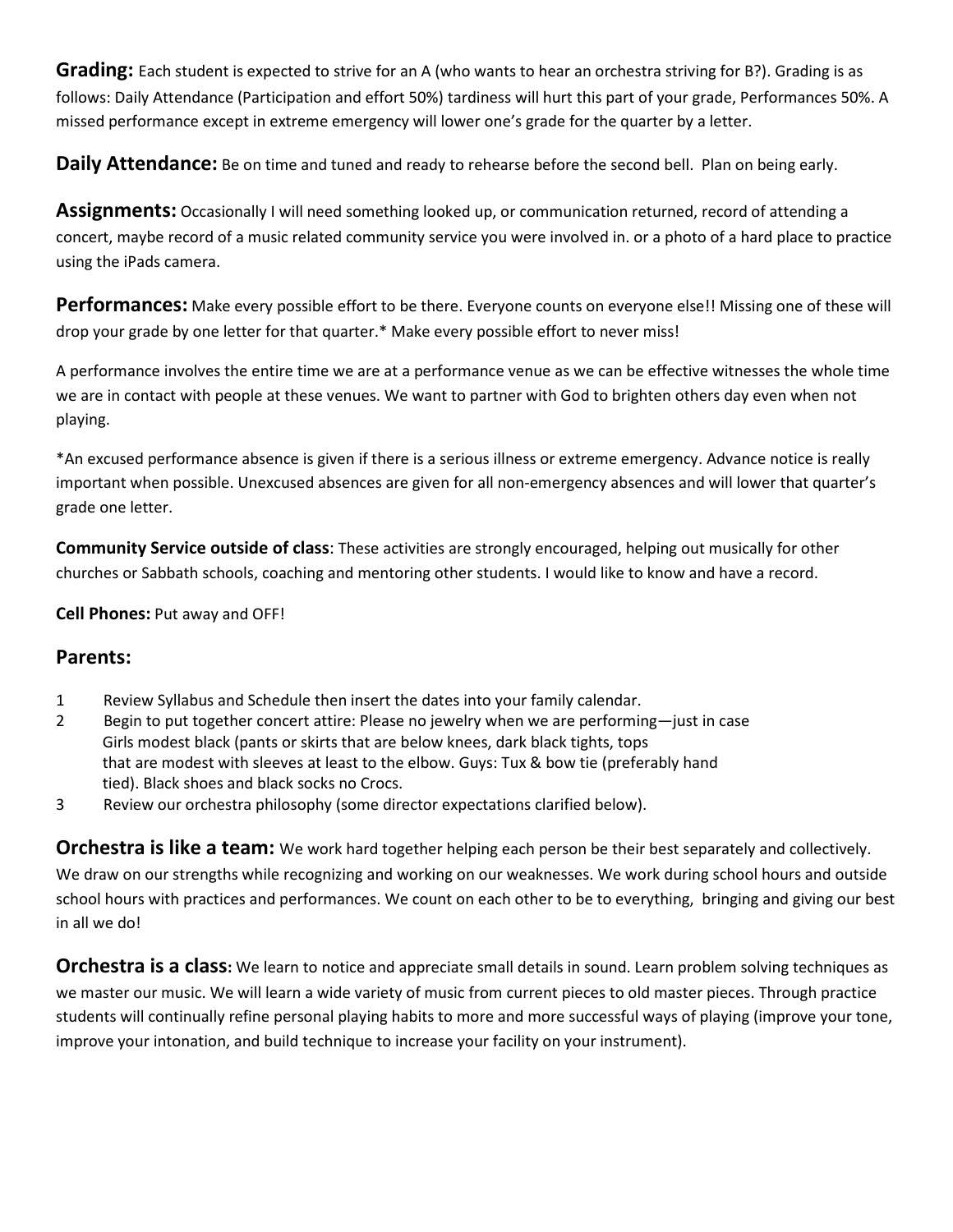**Grading:** Each student is expected to strive for an A (who wants to hear an orchestra striving for B?). Grading is as follows: Daily Attendance (Participation and effort 50%) tardiness will hurt this part of your grade, Performances 50%. A missed performance except in extreme emergency will lower one's grade for the quarter by a letter.

**Daily Attendance:** Be on time and tuned and ready to rehearse before the second bell. Plan on being early.

**Assignments:** Occasionally I will need something looked up, or communication returned, record of attending a concert, maybe record of a music related community service you were involved in. or a photo of a hard place to practice using the iPads camera.

**Performances:** Make every possible effort to be there. Everyone counts on everyone else!! Missing one of these will drop your grade by one letter for that quarter.* Make every possible effort to never miss!

A performance involves the entire time we are at a performance venue as we can be effective witnesses the whole time we are in contact with people at these venues. We want to partner with God to brighten others day even when not playing.

*An excused performance absence is given if there is a serious illness or extreme emergency. Advance notice is really important when possible. Unexcused absences are given for all non-emergency absences and will lower that quarter's grade one letter.

**Community Service outside of class**: These activities are strongly encouraged, helping out musically for other churches or Sabbath schools, coaching and mentoring other students. I would like to know and have a record.

**Cell Phones:** Put away and OFF!

## Parents:

1. Review Syllabus and Schedule then insert the dates into your family calendar.
2. Begin to put together concert attire: Please no jewelry when we are performing—just in case Girls modest black (pants or skirts that are below knees, dark black tights, tops that are modest with sleeves at least to the elbow. Guys: Tux & bow tie (preferably hand tied). Black shoes and black socks no Crocs.
3. Review our orchestra philosophy (some director expectations clarified below).

**Orchestra is like a team:** We work hard together helping each person be their best separately and collectively. We draw on our strengths while recognizing and working on our weaknesses. We work during school hours and outside school hours with practices and performances. We count on each other to be to everything, bringing and giving our best in all we do!

**Orchestra is a class:** We learn to notice and appreciate small details in sound. Learn problem solving techniques as we master our music. We will learn a wide variety of music from current pieces to old master pieces. Through practice students will continually refine personal playing habits to more and more successful ways of playing (improve your tone, improve your intonation, and build technique to increase your facility on your instrument).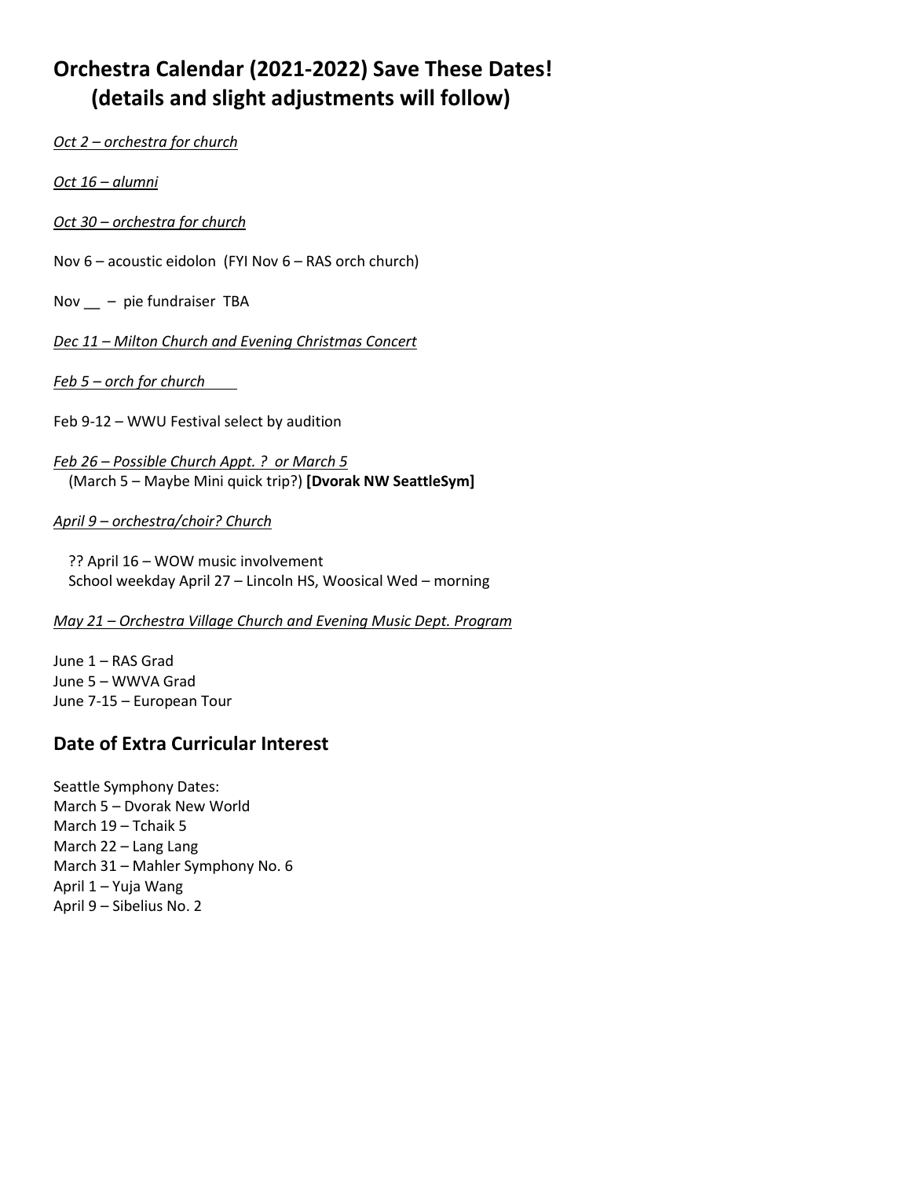# Orchestra Calendar (2021-2022) Save These Dates!
# (details and slight adjustments will follow)

<u>*Oct 2 – orchestra for church*</u>

<u>*Oct 16 – alumni*</u>

<u>*Oct 30 – orchestra for church*</u>

Nov 6 – acoustic eidolon (FYI Nov 6 – RAS orch church)

Nov __ – pie fundraiser TBA

<u>*Dec 11 – Milton Church and Evening Christmas Concert*</u>

<u>*Feb 5 – orch for church*</u>

Feb 9-12 – WWU Festival select by audition

<u>*Feb 26 – Possible Church Appt. ? or March 5*</u>
(March 5 – Maybe Mini quick trip?) **[Dvorak NW SeattleSym]**

<u>*April 9 – orchestra/choir? Church*</u>

?? April 16 – WOW music involvement
School weekday April 27 – Lincoln HS, Woosical Wed – morning

<u>*May 21 – Orchestra Village Church and Evening Music Dept. Program*</u>

June 1 – RAS Grad
June 5 – WWVA Grad
June 7-15 – European Tour

## Date of Extra Curricular Interest

Seattle Symphony Dates:
March 5 – Dvorak New World
March 19 – Tchaik 5
March 22 – Lang Lang
March 31 – Mahler Symphony No. 6
April 1 – Yuja Wang
April 9 – Sibelius No. 2